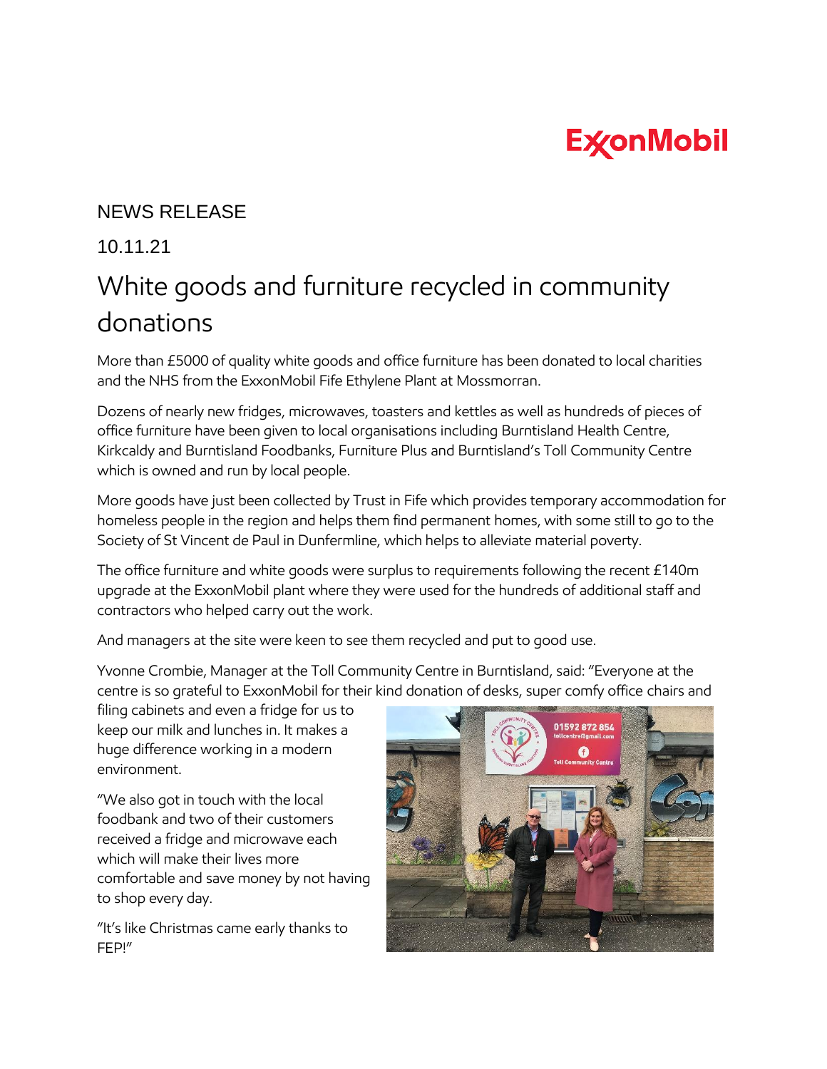ExxonMobil

NEWS RELEASE

10.11.21

# White goods and furniture recycled in community donations

More than £5000 of quality white goods and office furniture has been donated to local charities and the NHS from the ExxonMobil Fife Ethylene Plant at Mossmorran.

Dozens of nearly new fridges, microwaves, toasters and kettles as well as hundreds of pieces of office furniture have been given to local organisations including Burntisland Health Centre, Kirkcaldy and Burntisland Foodbanks, Furniture Plus and Burntisland's Toll Community Centre which is owned and run by local people.

More goods have just been collected by Trust in Fife which provides temporary accommodation for homeless people in the region and helps them find permanent homes, with some still to go to the Society of St Vincent de Paul in Dunfermline, which helps to alleviate material poverty.

The office furniture and white goods were surplus to requirements following the recent £140m upgrade at the ExxonMobil plant where they were used for the hundreds of additional staff and contractors who helped carry out the work.

And managers at the site were keen to see them recycled and put to good use.

Yvonne Crombie, Manager at the Toll Community Centre in Burntisland, said: "Everyone at the centre is so grateful to ExxonMobil for their kind donation of desks, super comfy office chairs and filing cabinets and even a fridge for us to keep our milk and lunches in. It makes a huge difference working in a modern environment.

"We also got in touch with the local foodbank and two of their customers received a fridge and microwave each which will make their lives more comfortable and save money by not having to shop every day.

"It's like Christmas came early thanks to FEP!"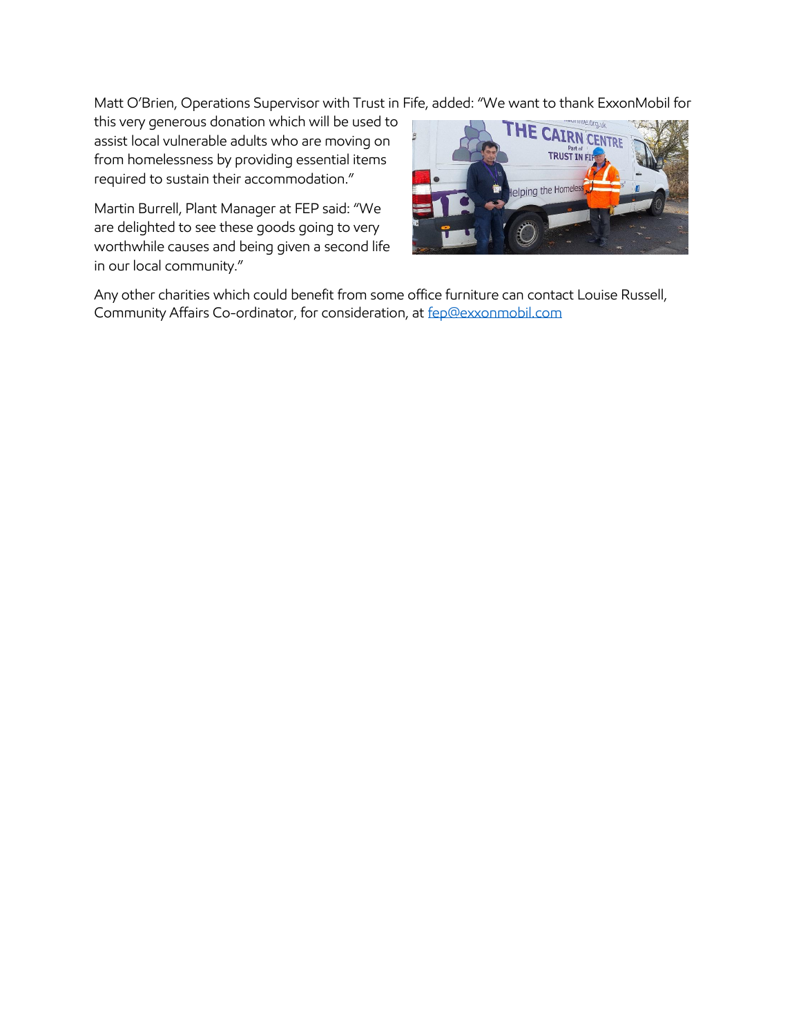Matt O'Brien, Operations Supervisor with Trust in Fife, added: "We want to thank ExxonMobil for this very generous donation which will be used to assist local vulnerable adults who are moving on from homelessness by providing essential items required to sustain their accommodation."

Martin Burrell, Plant Manager at FEP said: "We are delighted to see these goods going to very worthwhile causes and being given a second life in our local community."

Any other charities which could benefit from some office furniture can contact Louise Russell, Community Affairs Co-ordinator, for consideration, at fep@exxonmobil.com